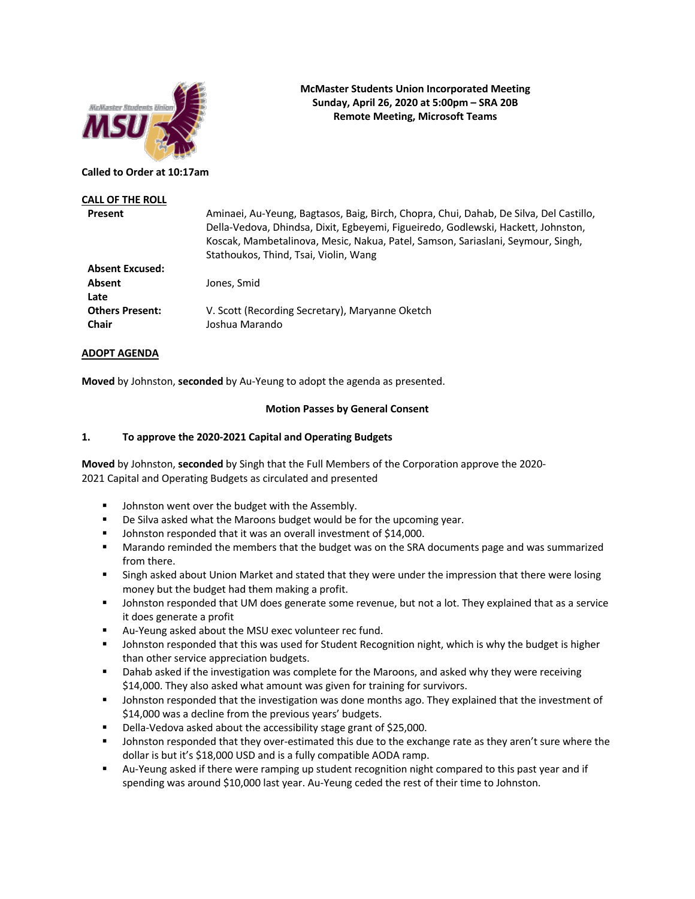**McMaster Students Union Incorporated Meeting**
**Sunday, April 26, 2020 at 5:00pm – SRA 20B**
**Remote Meeting, Microsoft Teams**

**Called to Order at 10:17am**

**CALL OF THE ROLL**

| | |
|---|---|
| **Present** | Aminaei, Au-Yeung, Bagtasos, Baig, Birch, Chopra, Chui, Dahab, De Silva, Del Castillo, Della-Vedova, Dhindsa, Dixit, Egbeyemi, Figueiredo, Godlewski, Hackett, Johnston, Koscak, Mambetalinova, Mesic, Nakua, Patel, Samson, Sariaslani, Seymour, Singh, Stathoukos, Thind, Tsai, Violin, Wang |
| **Absent Excused:** | |
| **Absent** | Jones, Smid |
| **Late** | |
| **Others Present:** | V. Scott (Recording Secretary), Maryanne Oketch |
| **Chair** | Joshua Marando |

**ADOPT AGENDA**

**Moved** by Johnston, **seconded** by Au-Yeung to adopt the agenda as presented.

**Motion Passes by General Consent**

**1. To approve the 2020-2021 Capital and Operating Budgets**

**Moved** by Johnston, **seconded** by Singh that the Full Members of the Corporation approve the 2020-2021 Capital and Operating Budgets as circulated and presented

- Johnston went over the budget with the Assembly.
- De Silva asked what the Maroons budget would be for the upcoming year.
- Johnston responded that it was an overall investment of $14,000.
- Marando reminded the members that the budget was on the SRA documents page and was summarized from there.
- Singh asked about Union Market and stated that they were under the impression that there were losing money but the budget had them making a profit.
- Johnston responded that UM does generate some revenue, but not a lot. They explained that as a service it does generate a profit
- Au-Yeung asked about the MSU exec volunteer rec fund.
- Johnston responded that this was used for Student Recognition night, which is why the budget is higher than other service appreciation budgets.
- Dahab asked if the investigation was complete for the Maroons, and asked why they were receiving $14,000. They also asked what amount was given for training for survivors.
- Johnston responded that the investigation was done months ago. They explained that the investment of $14,000 was a decline from the previous years' budgets.
- Della-Vedova asked about the accessibility stage grant of $25,000.
- Johnston responded that they over-estimated this due to the exchange rate as they aren't sure where the dollar is but it's $18,000 USD and is a fully compatible AODA ramp.
- Au-Yeung asked if there were ramping up student recognition night compared to this past year and if spending was around $10,000 last year. Au-Yeung ceded the rest of their time to Johnston.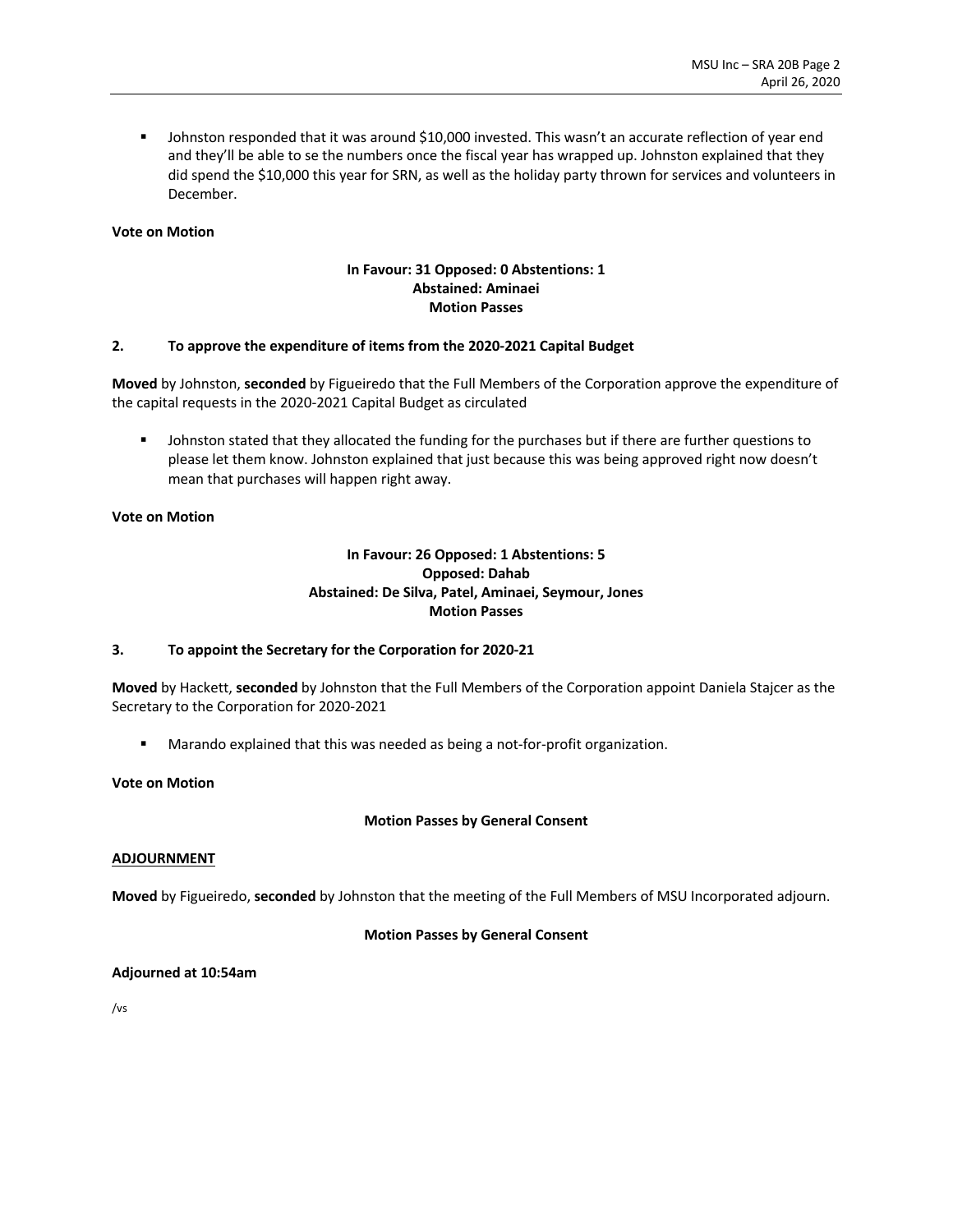- Johnston responded that it was around $10,000 invested. This wasn't an accurate reflection of year end and they'll be able to se the numbers once the fiscal year has wrapped up. Johnston explained that they did spend the $10,000 this year for SRN, as well as the holiday party thrown for services and volunteers in December.

**Vote on Motion**

**In Favour: 31 Opposed: 0 Abstentions: 1**
**Abstained: Aminaei**
**Motion Passes**

**2. To approve the expenditure of items from the 2020-2021 Capital Budget**

**Moved** by Johnston, **seconded** by Figueiredo that the Full Members of the Corporation approve the expenditure of the capital requests in the 2020-2021 Capital Budget as circulated

- Johnston stated that they allocated the funding for the purchases but if there are further questions to please let them know. Johnston explained that just because this was being approved right now doesn't mean that purchases will happen right away.

**Vote on Motion**

**In Favour: 26 Opposed: 1 Abstentions: 5**
**Opposed: Dahab**
**Abstained: De Silva, Patel, Aminaei, Seymour, Jones**
**Motion Passes**

**3. To appoint the Secretary for the Corporation for 2020-21**

**Moved** by Hackett, **seconded** by Johnston that the Full Members of the Corporation appoint Daniela Stajcer as the Secretary to the Corporation for 2020-2021

- Marando explained that this was needed as being a not-for-profit organization.

**Vote on Motion**

**Motion Passes by General Consent**

**ADJOURNMENT**

**Moved** by Figueiredo, **seconded** by Johnston that the meeting of the Full Members of MSU Incorporated adjourn.

**Motion Passes by General Consent**

**Adjourned at 10:54am**

/vs